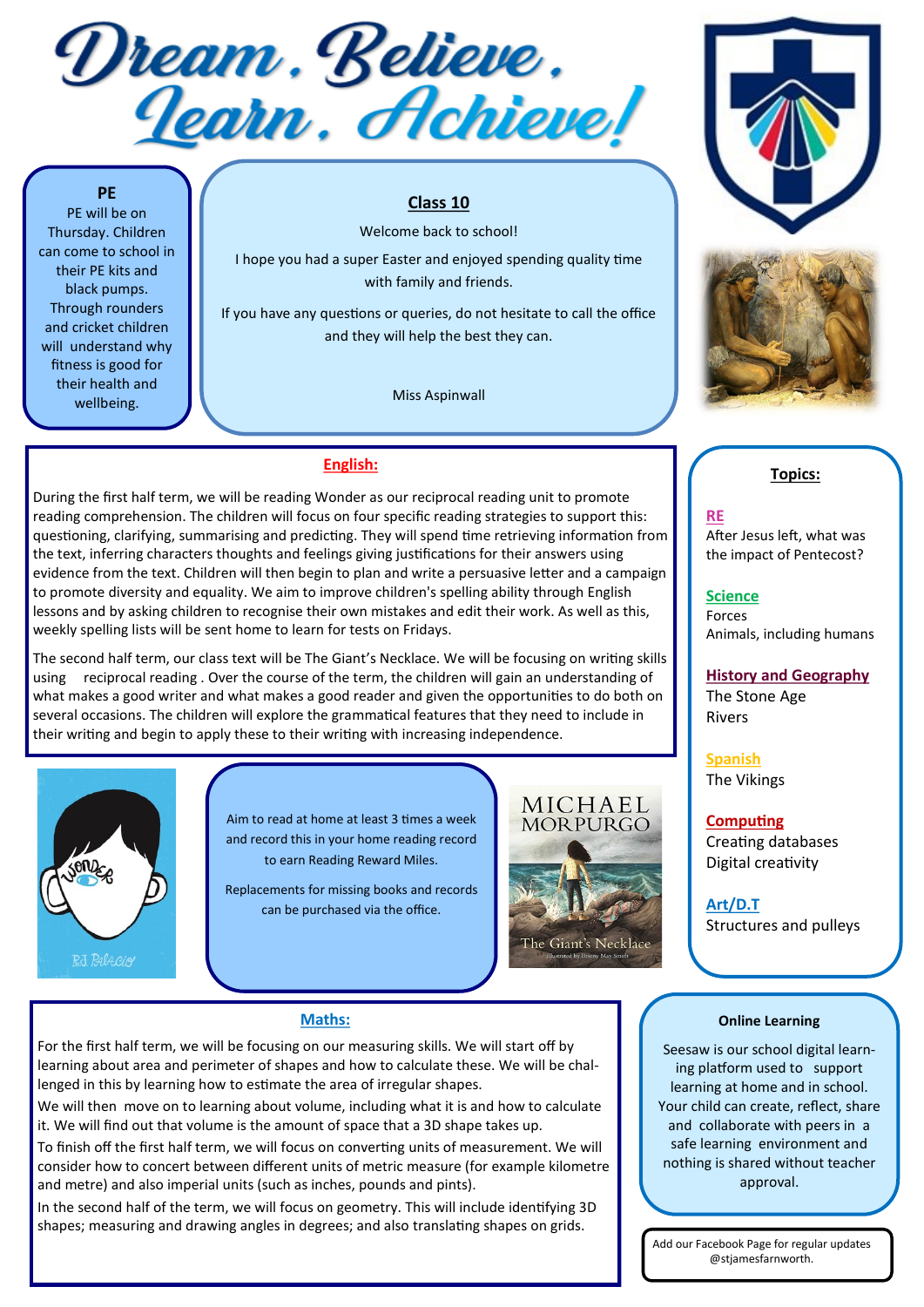# Dream, Believe, Learn, Achieve!

## Class 10

Welcome back to school!

I hope you had a super Easter and enjoyed spending quality time with family and friends.

If you have any questions or queries, do not hesitate to call the office and they will help the best they can.

Miss Aspinwall

## PE

PE will be on Thursday. Children can come to school in their PE kits and black pumps. Through rounders and cricket children will understand why fitness is good for their health and wellbeing.

## English:

During the first half term, we will be reading Wonder as our reciprocal reading unit to promote reading comprehension. The children will focus on four specific reading strategies to support this: questioning, clarifying, summarising and predicting. They will spend time retrieving information from the text, inferring characters thoughts and feelings giving justifications for their answers using evidence from the text. Children will then begin to plan and write a persuasive letter and a campaign to promote diversity and equality. We aim to improve children's spelling ability through English lessons and by asking children to recognise their own mistakes and edit their work. As well as this, weekly spelling lists will be sent home to learn for tests on Fridays.

The second half term, our class text will be The Giant's Necklace. We will be focusing on writing skills using reciprocal reading . Over the course of the term, the children will gain an understanding of what makes a good writer and what makes a good reader and given the opportunities to do both on several occasions. The children will explore the grammatical features that they need to include in their writing and begin to apply these to their writing with increasing independence.

Aim to read at home at least 3 times a week and record this in your home reading record to earn Reading Reward Miles.

Replacements for missing books and records can be purchased via the office.

## Topics:

**RE**
After Jesus left, what was the impact of Pentecost?

**Science**
Forces
Animals, including humans

**History and Geography**
The Stone Age
Rivers

**Spanish**
The Vikings

**Computing**
Creating databases
Digital creativity

**Art/D.T**
Structures and pulleys

## Maths:

For the first half term, we will be focusing on our measuring skills. We will start off by learning about area and perimeter of shapes and how to calculate these. We will be challenged in this by learning how to estimate the area of irregular shapes.

We will then move on to learning about volume, including what it is and how to calculate it. We will find out that volume is the amount of space that a 3D shape takes up.

To finish off the first half term, we will focus on converting units of measurement. We will consider how to concert between different units of metric measure (for example kilometre and metre) and also imperial units (such as inches, pounds and pints).

In the second half of the term, we will focus on geometry. This will include identifying 3D shapes; measuring and drawing angles in degrees; and also translating shapes on grids.

## Online Learning

Seesaw is our school digital learning platform used to support learning at home and in school. Your child can create, reflect, share and collaborate with peers in a safe learning environment and nothing is shared without teacher approval.

Add our Facebook Page for regular updates @stjamesfarnworth.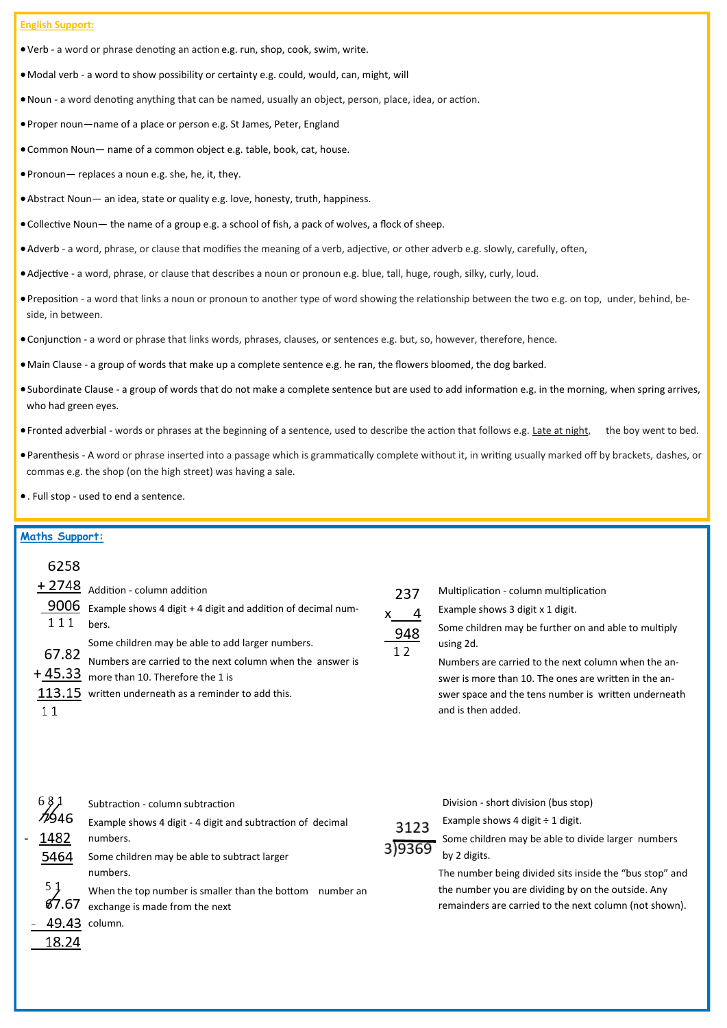## English Support:

- Verb - a word or phrase denoting an action e.g. run, shop, cook, swim, write.
- Modal verb - a word to show possibility or certainty e.g. could, would, can, might, will
- Noun - a word denoting anything that can be named, usually an object, person, place, idea, or action.
- Proper noun—name of a place or person e.g. St James, Peter, England
- Common Noun— name of a common object e.g. table, book, cat, house.
- Pronoun— replaces a noun e.g. she, he, it, they.
- Abstract Noun— an idea, state or quality e.g. love, honesty, truth, happiness.
- Collective Noun— the name of a group e.g. a school of fish, a pack of wolves, a flock of sheep.
- Adverb - a word, phrase, or clause that modifies the meaning of a verb, adjective, or other adverb e.g. slowly, carefully, often,
- Adjective - a word, phrase, or clause that describes a noun or pronoun e.g. blue, tall, huge, rough, silky, curly, loud.
- Preposition - a word that links a noun or pronoun to another type of word showing the relationship between the two e.g. on top, under, behind, beside, in between.
- Conjunction - a word or phrase that links words, phrases, clauses, or sentences e.g. but, so, however, therefore, hence.
- Main Clause - a group of words that make up a complete sentence e.g. he ran, the flowers bloomed, the dog barked.
- Subordinate Clause - a group of words that do not make a complete sentence but are used to add information e.g. in the morning, when spring arrives, who had green eyes.
- Fronted adverbial - words or phrases at the beginning of a sentence, used to describe the action that follows e.g. Late at night, the boy went to bed.
- Parenthesis - A word or phrase inserted into a passage which is grammatically complete without it, in writing usually marked off by brackets, dashes, or commas e.g. the shop (on the high street) was having a sale.
- . Full stop - used to end a sentence.

## Maths Support:

```
  6258
+ 2748
  9006
  1 1 1

  67.82
+ 45.33
 113.15
  1 1
```

Addition - column addition

Example shows 4 digit + 4 digit and addition of decimal numbers.

Some children may be able to add larger numbers.

Numbers are carried to the next column when the answer is more than 10. Therefore the 1 is written underneath as a reminder to add this.

```
  237
x   4
  948
  1 2
```

Multiplication - column multiplication

Example shows 3 digit x 1 digit.

Some children may be further on and able to multiply using 2d.

Numbers are carried to the next column when the answer is more than 10. The ones are written in the answer space and the tens number is written underneath and is then added.

```
  6 8 1
  7946
- 1482
  5464

  5 1
  67.67
- 49.43
  18.24
```

Subtraction - column subtraction

Example shows 4 digit - 4 digit and subtraction of decimal numbers.

Some children may be able to subtract larger numbers.

When the top number is smaller than the bottom number an exchange is made from the next column.

```
  3123
3)9369
```

Division - short division (bus stop)

Example shows 4 digit ÷ 1 digit.

Some children may be able to divide larger numbers by 2 digits.

The number being divided sits inside the "bus stop" and the number you are dividing by on the outside. Any remainders are carried to the next column (not shown).